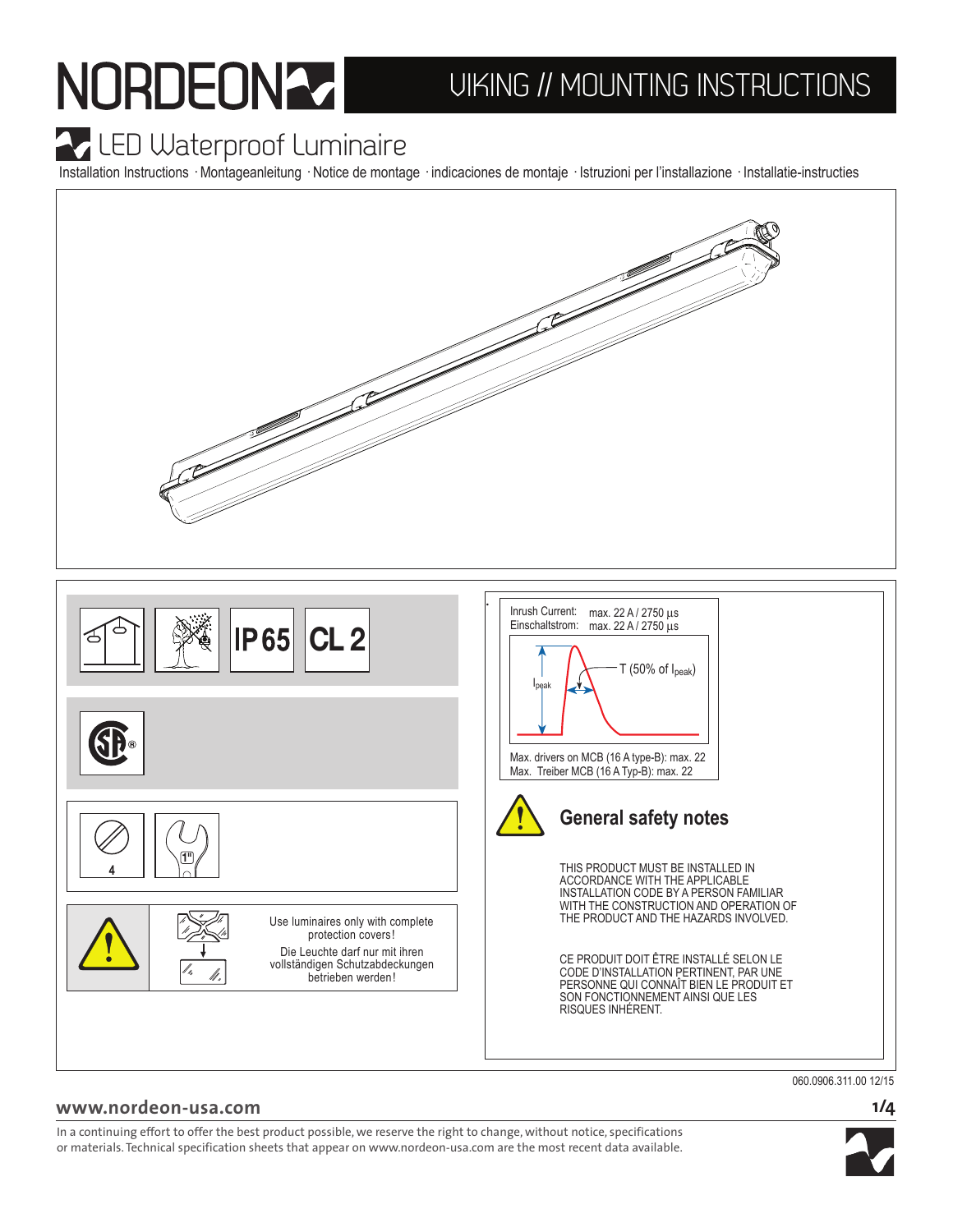# NORDEON

# VIKING // MOUNTING INSTRUCTIONS

## LED Waterproof Luminaire

Installation Instructions · Montageanleitung · Notice de montage · indicaciones de montaje · Istruzioni per l'installazione · Installatie-instructies

IP 65 CL 2

4

1"

Use luminaires only with complete protection covers!

Die Leuchte darf nur mit ihren vollständigen Schutzabdeckungen betrieben werden!

Inrush Current: max. 22 A / 2750 µs
Einschaltstrom: max. 22 A / 2750 µs

$I_{peak}$

T (50% of $I_{peak}$)

Max. drivers on MCB (16 A type-B): max. 22
Max. Treiber MCB (16 A Typ-B): max. 22

### General safety notes

THIS PRODUCT MUST BE INSTALLED IN ACCORDANCE WITH THE APPLICABLE INSTALLATION CODE BY A PERSON FAMILIAR WITH THE CONSTRUCTION AND OPERATION OF THE PRODUCT AND THE HAZARDS INVOLVED.

CE PRODUIT DOIT ÊTRE INSTALLÉ SELON LE CODE D'INSTALLATION PERTINENT, PAR UNE PERSONNE QUI CONNAÎT BIEN LE PRODUIT ET SON FONCTIONNEMENT AINSI QUE LES RISQUES INHÉRENT.

060.0906.311.00 12/15

**www.nordeon-usa.com**

In a continuing effort to offer the best product possible, we reserve the right to change, without notice, specifications or materials. Technical specification sheets that appear on www.nordeon-usa.com are the most recent data available.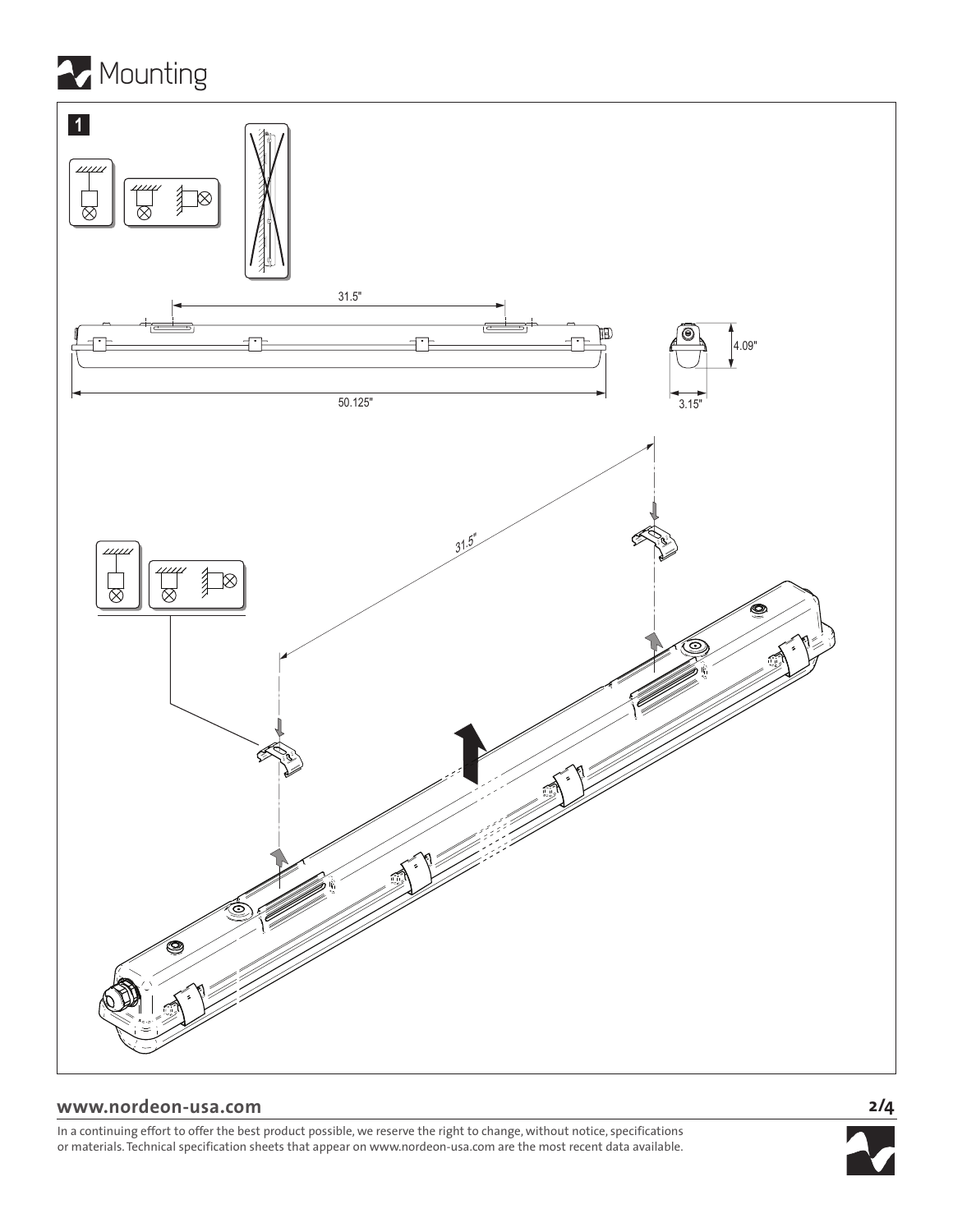# Mounting

**1**

31.5"

50.125"

4.09"

3.15"

31.5"

**www.nordeon-usa.com**

In a continuing effort to offer the best product possible, we reserve the right to change, without notice, specifications or materials. Technical specification sheets that appear on www.nordeon-usa.com are the most recent data available.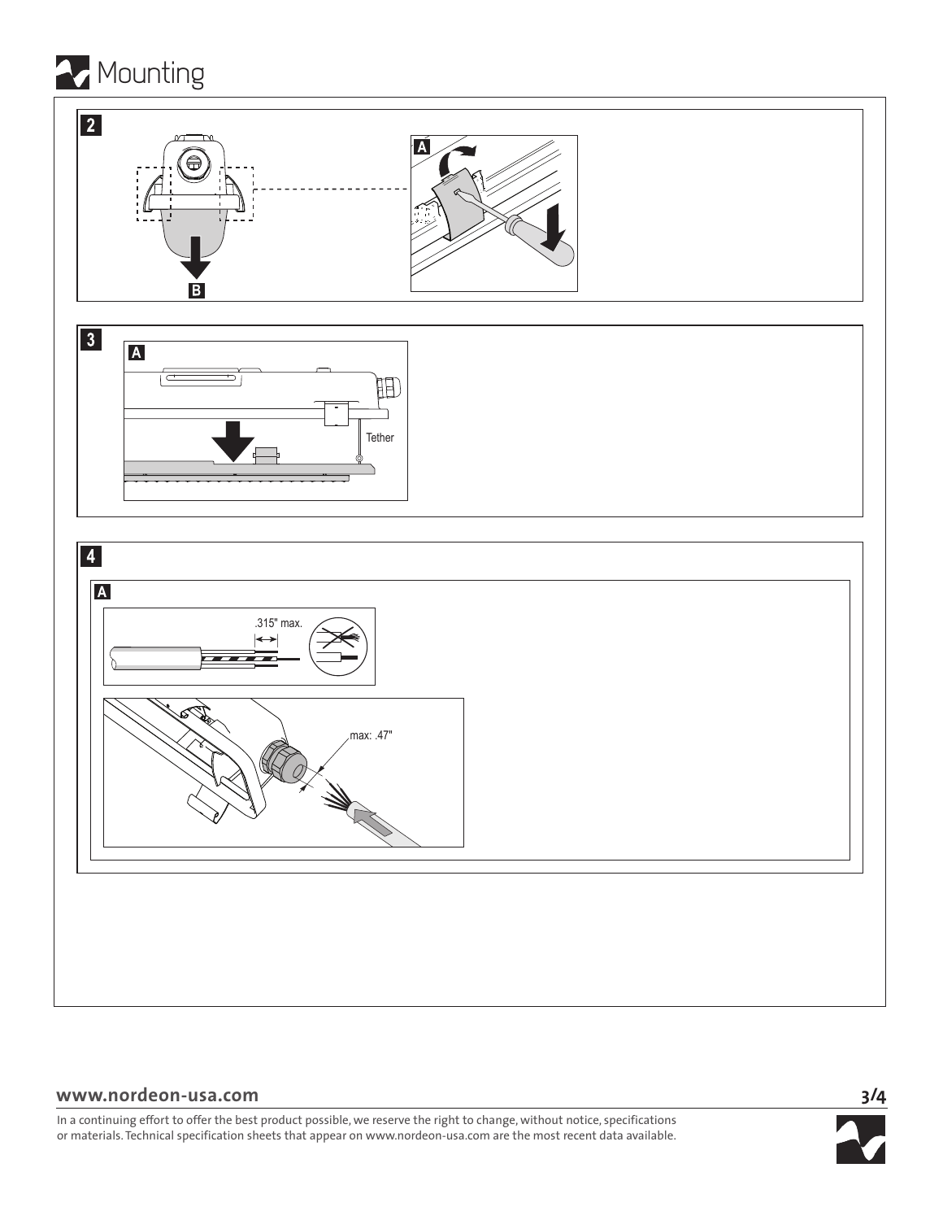# Mounting

**2**

A

B

**3**

A

Tether

**4**

A

.315" max.

max: .47"

www.nordeon-usa.com

In a continuing effort to offer the best product possible, we reserve the right to change, without notice, specifications or materials. Technical specification sheets that appear on www.nordeon-usa.com are the most recent data available.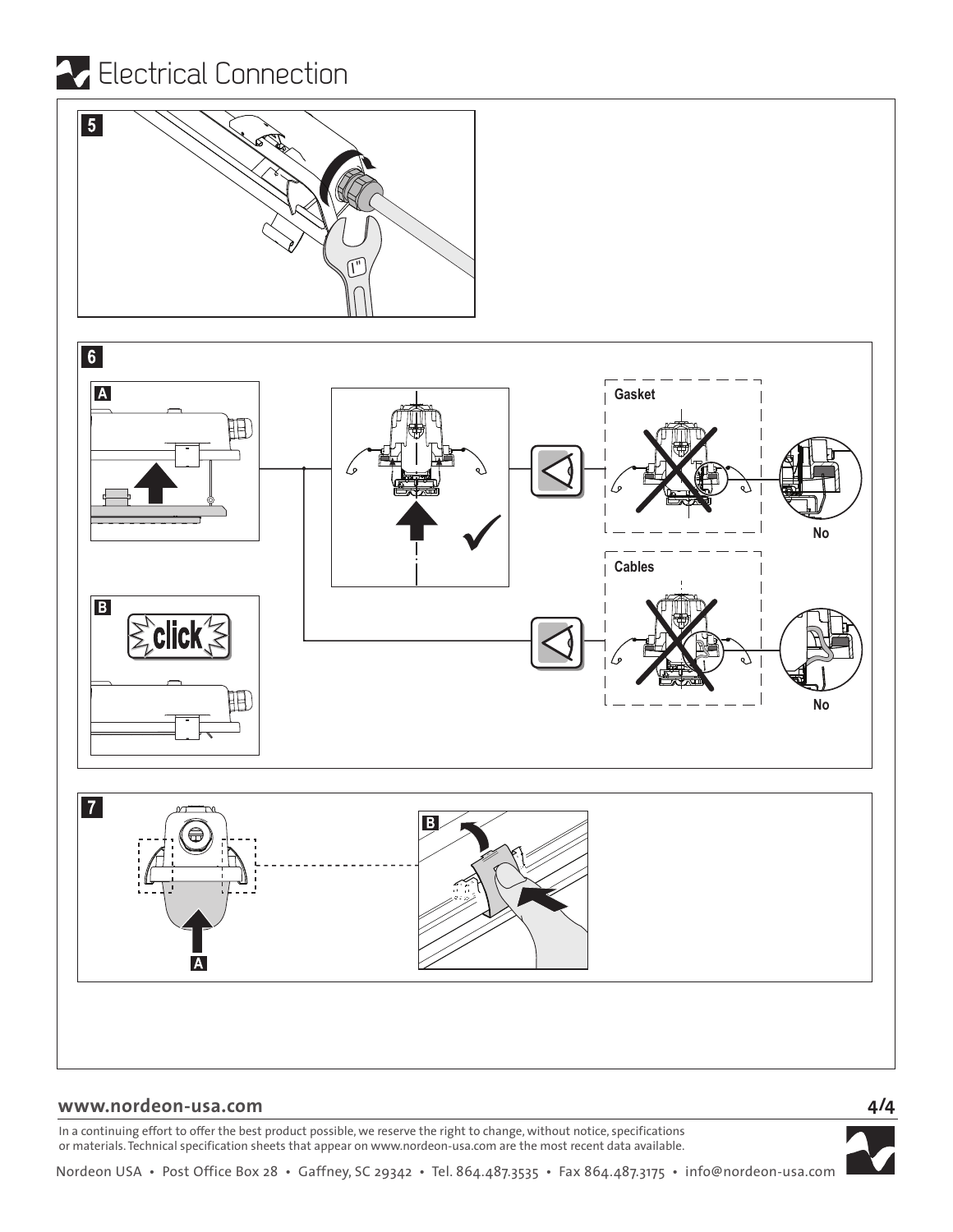# Electrical Connection

5

1"

6

A

B

click

Gasket

No

Cables

No

7

A

B

www.nordeon-usa.com

In a continuing effort to offer the best product possible, we reserve the right to change, without notice, specifications or materials. Technical specification sheets that appear on www.nordeon-usa.com are the most recent data available.

Nordeon USA • Post Office Box 28 • Gaffney, SC 29342 • Tel. 864.487.3535 • Fax 864.487.3175 • info@nordeon-usa.com